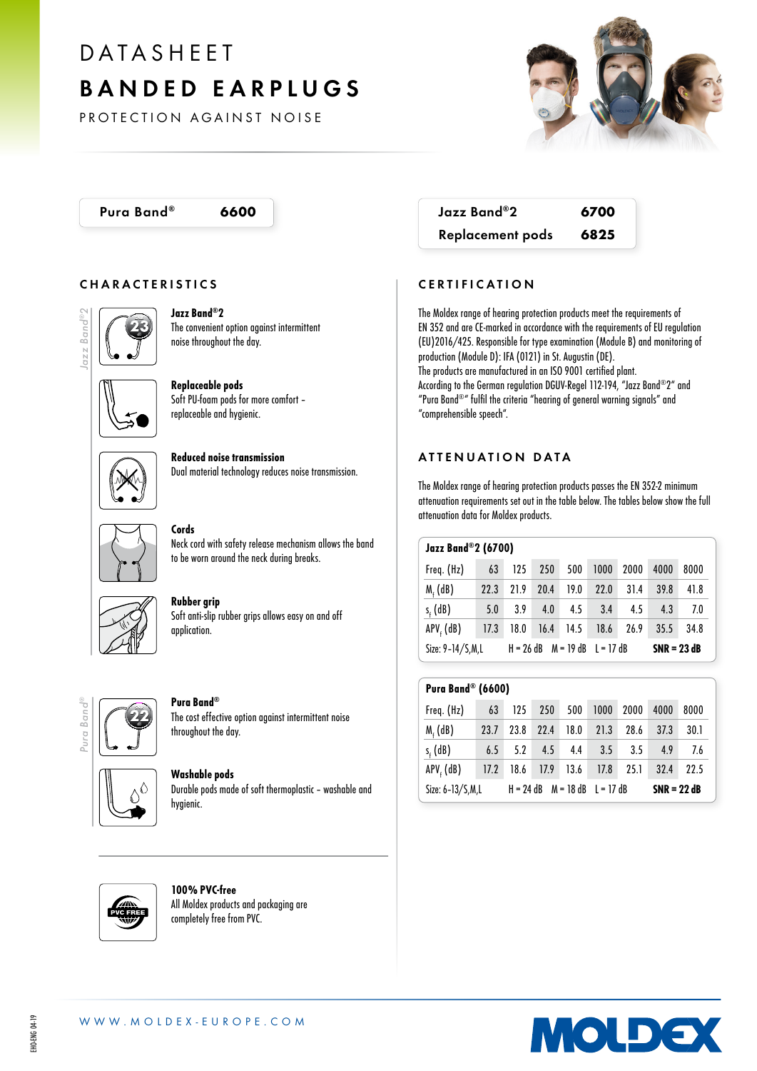# DATASHEET

# BANDED EARPLUGS

PROTECTION AGAINST NOISE

| Pura Band® | 6600 |
|---|---|

| Jazz Band®2 | 6700 |
|---|---|
| Replacement pods | 6825 |

## CHARACTERISTICS

*Jazz Band®2*

**Jazz Band®2**
The convenient option against intermittent noise throughout the day.

**Replaceable pods**
Soft PU-foam pods for more comfort – replaceable and hygienic.

**Reduced noise transmission**
Dual material technology reduces noise transmission.

**Cords**
Neck cord with safety release mechanism allows the band to be worn around the neck during breaks.

**Rubber grip**
Soft anti-slip rubber grips allows easy on and off application.

*Pura Band®*

**Pura Band®**
The cost effective option against intermittent noise throughout the day.

**Washable pods**
Durable pods made of soft thermoplastic – washable and hygienic.

**100% PVC-free**
All Moldex products and packaging are completely free from PVC.

## CERTIFICATION

The Moldex range of hearing protection products meet the requirements of EN 352 and are CE-marked in accordance with the requirements of EU regulation (EU)2016/425. Responsible for type examination (Module B) and monitoring of production (Module D): IFA (0121) in St. Augustin (DE).
The products are manufactured in an ISO 9001 certified plant.
According to the German regulation DGUV-Regel 112-194, "Jazz Band®2" and "Pura Band®" fulfil the criteria "hearing of general warning signals" and "comprehensible speech".

## ATTENUATION DATA

The Moldex range of hearing protection products passes the EN 352-2 minimum attenuation requirements set out in the table below. The tables below show the full attenuation data for Moldex products.

**Jazz Band®2 (6700)**

| Freq. (Hz) | 63 | 125 | 250 | 500 | 1000 | 2000 | 4000 | 8000 |
|---|---|---|---|---|---|---|---|---|
| $M_f$ (dB) | 22.3 | 21.9 | 20.4 | 19.0 | 22.0 | 31.4 | 39.8 | 41.8 |
| $s_f$ (dB) | 5.0 | 3.9 | 4.0 | 4.5 | 3.4 | 4.5 | 4.3 | 7.0 |
| $APV_f$ (dB) | 17.3 | 18.0 | 16.4 | 14.5 | 18.6 | 26.9 | 35.5 | 34.8 |

Size: 9-14/S,M,L H = 26 dB M = 19 dB L = 17 dB **SNR = 23 dB**

**Pura Band® (6600)**

| Freq. (Hz) | 63 | 125 | 250 | 500 | 1000 | 2000 | 4000 | 8000 |
|---|---|---|---|---|---|---|---|---|
| $M_f$ (dB) | 23.7 | 23.8 | 22.4 | 18.0 | 21.3 | 28.6 | 37.3 | 30.1 |
| $s_f$ (dB) | 6.5 | 5.2 | 4.5 | 4.4 | 3.5 | 3.5 | 4.9 | 7.6 |
| $APV_f$ (dB) | 17.2 | 18.6 | 17.9 | 13.6 | 17.8 | 25.1 | 32.4 | 22.5 |

Size: 6-13/S,M,L H = 24 dB M = 18 dB L = 17 dB **SNR = 22 dB**

WWW.MOLDEX-EUROPE.COM

EHO-ENG 04-19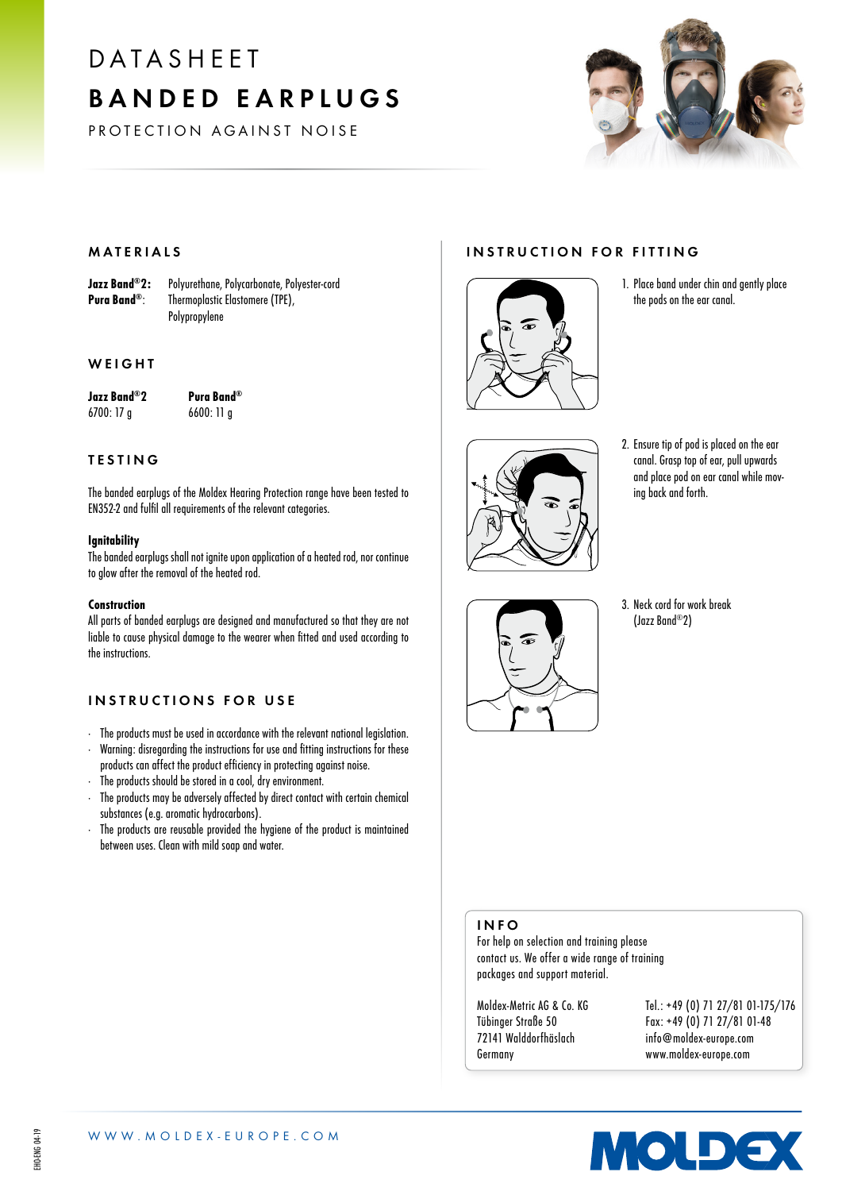# DATASHEET

# BANDED EARPLUGS

PROTECTION AGAINST NOISE

## MATERIALS

**Jazz Band®2:** Polyurethane, Polycarbonate, Polyester-cord
**Pura Band®:** Thermoplastic Elastomere (TPE), Polypropylene

## WEIGHT

| | |
|---|---|
| **Jazz Band®2** | **Pura Band®** |
| 6700: 17 g | 6600: 11 g |

## TESTING

The banded earplugs of the Moldex Hearing Protection range have been tested to EN352-2 and fulfil all requirements of the relevant categories.

**Ignitability**
The banded earplugs shall not ignite upon application of a heated rod, nor continue to glow after the removal of the heated rod.

**Construction**
All parts of banded earplugs are designed and manufactured so that they are not liable to cause physical damage to the wearer when fitted and used according to the instructions.

## INSTRUCTIONS FOR USE

- The products must be used in accordance with the relevant national legislation.
- Warning: disregarding the instructions for use and fitting instructions for these products can affect the product efficiency in protecting against noise.
- The products should be stored in a cool, dry environment.
- The products may be adversely affected by direct contact with certain chemical substances (e.g. aromatic hydrocarbons).
- The products are reusable provided the hygiene of the product is maintained between uses. Clean with mild soap and water.

## INSTRUCTION FOR FITTING

1. Place band under chin and gently place the pods on the ear canal.
2. Ensure tip of pod is placed on the ear canal. Grasp top of ear, pull upwards and place pod on ear canal while moving back and forth.
3. Neck cord for work break (Jazz Band®2)

## INFO

For help on selection and training please contact us. We offer a wide range of training packages and support material.

Moldex-Metric AG & Co. KG
Tübinger Straße 50
72141 Walddorfhäslach
Germany

Tel.: +49 (0) 71 27/81 01-175/176
Fax: +49 (0) 71 27/81 01-48
info@moldex-europe.com
www.moldex-europe.com

WWW.MOLDEX-EUROPE.COM

MOLDEX

EHO-ENG 04-19